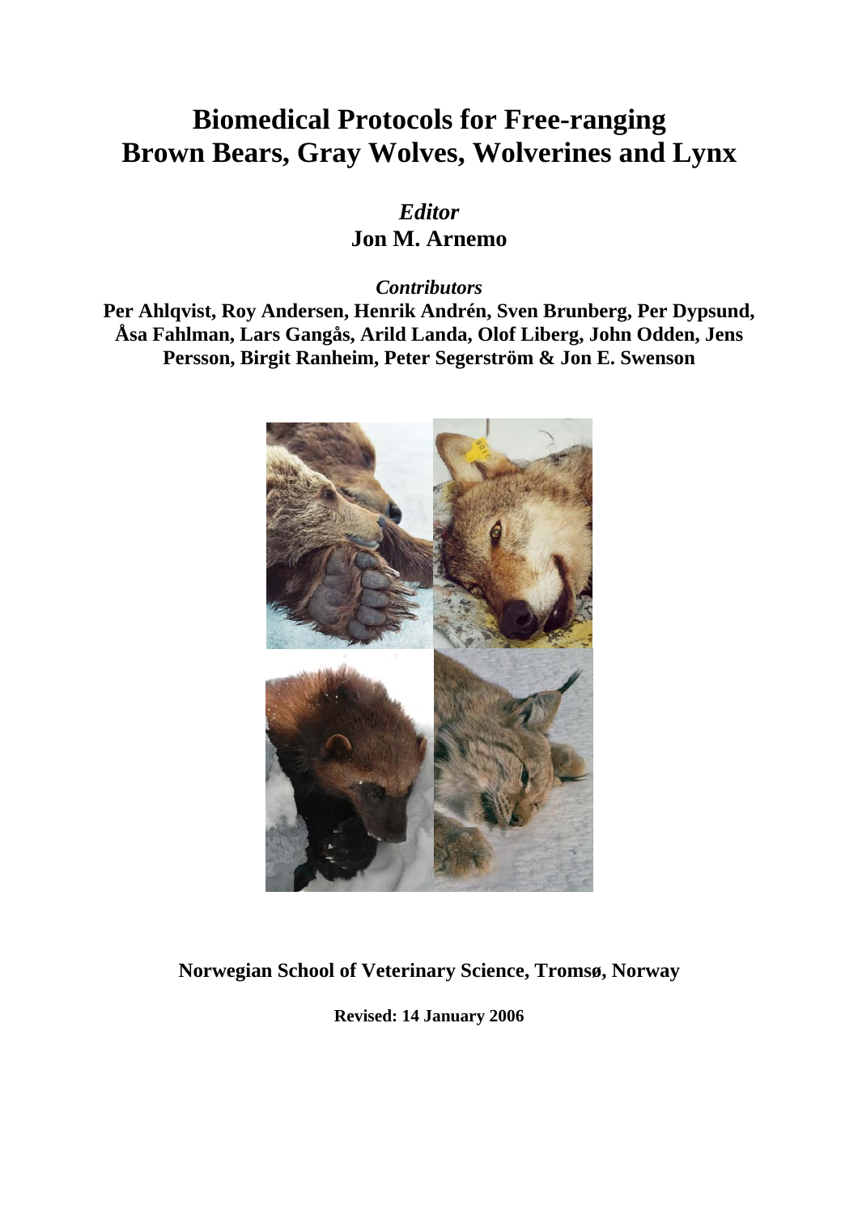# Biomedical Protocols for Free-ranging Brown Bears, Gray Wolves, Wolverines and Lynx

*Editor*

**Jon M. Arnemo**

*Contributors*

**Per Ahlqvist, Roy Andersen, Henrik Andrén, Sven Brunberg, Per Dypsund, Åsa Fahlman, Lars Gangås, Arild Landa, Olof Liberg, John Odden, Jens Persson, Birgit Ranheim, Peter Segerström & Jon E. Swenson**

**Norwegian School of Veterinary Science, Tromsø, Norway**

**Revised: 14 January 2006**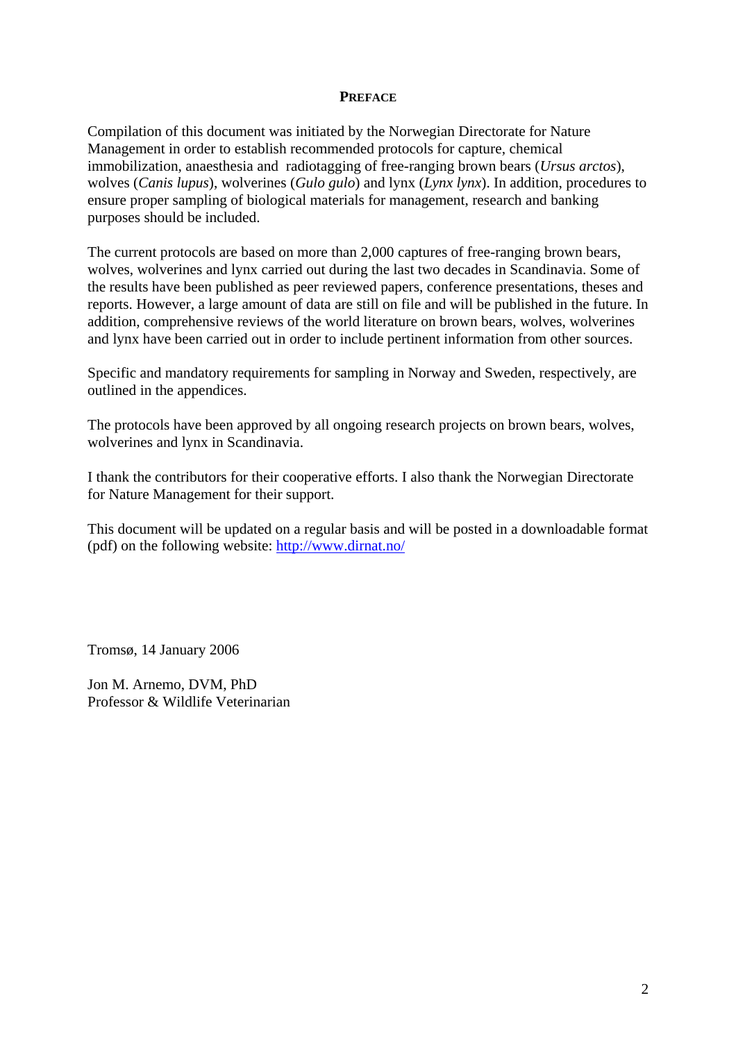## PREFACE

Compilation of this document was initiated by the Norwegian Directorate for Nature Management in order to establish recommended protocols for capture, chemical immobilization, anaesthesia and radiotagging of free-ranging brown bears (*Ursus arctos*), wolves (*Canis lupus*), wolverines (*Gulo gulo*) and lynx (*Lynx lynx*). In addition, procedures to ensure proper sampling of biological materials for management, research and banking purposes should be included.

The current protocols are based on more than 2,000 captures of free-ranging brown bears, wolves, wolverines and lynx carried out during the last two decades in Scandinavia. Some of the results have been published as peer reviewed papers, conference presentations, theses and reports. However, a large amount of data are still on file and will be published in the future. In addition, comprehensive reviews of the world literature on brown bears, wolves, wolverines and lynx have been carried out in order to include pertinent information from other sources.

Specific and mandatory requirements for sampling in Norway and Sweden, respectively, are outlined in the appendices.

The protocols have been approved by all ongoing research projects on brown bears, wolves, wolverines and lynx in Scandinavia.

I thank the contributors for their cooperative efforts. I also thank the Norwegian Directorate for Nature Management for their support.

This document will be updated on a regular basis and will be posted in a downloadable format (pdf) on the following website: [http://www.dirnat.no/](http://www.dirnat.no/)

Tromsø, 14 January 2006

Jon M. Arnemo, DVM, PhD
Professor & Wildlife Veterinarian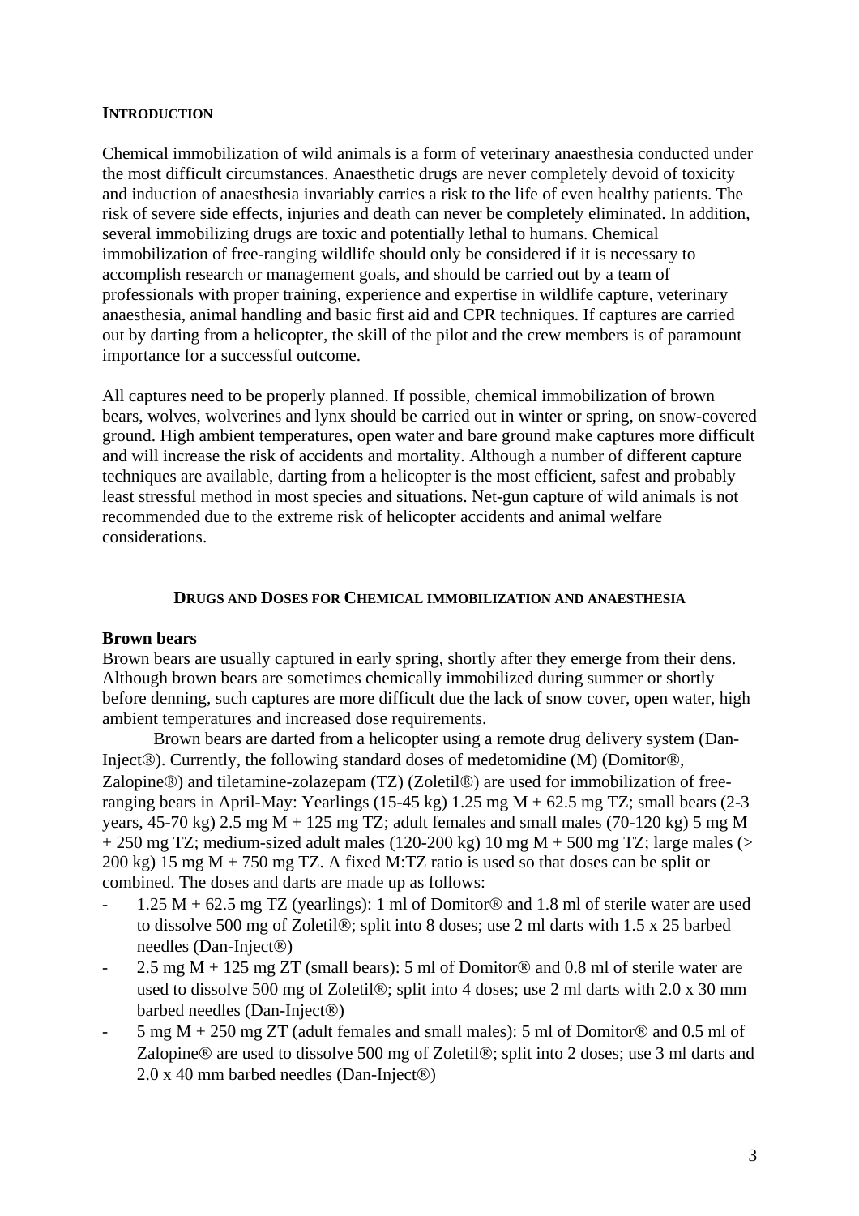## INTRODUCTION

Chemical immobilization of wild animals is a form of veterinary anaesthesia conducted under the most difficult circumstances. Anaesthetic drugs are never completely devoid of toxicity and induction of anaesthesia invariably carries a risk to the life of even healthy patients. The risk of severe side effects, injuries and death can never be completely eliminated. In addition, several immobilizing drugs are toxic and potentially lethal to humans. Chemical immobilization of free-ranging wildlife should only be considered if it is necessary to accomplish research or management goals, and should be carried out by a team of professionals with proper training, experience and expertise in wildlife capture, veterinary anaesthesia, animal handling and basic first aid and CPR techniques. If captures are carried out by darting from a helicopter, the skill of the pilot and the crew members is of paramount importance for a successful outcome.

All captures need to be properly planned. If possible, chemical immobilization of brown bears, wolves, wolverines and lynx should be carried out in winter or spring, on snow-covered ground. High ambient temperatures, open water and bare ground make captures more difficult and will increase the risk of accidents and mortality. Although a number of different capture techniques are available, darting from a helicopter is the most efficient, safest and probably least stressful method in most species and situations. Net-gun capture of wild animals is not recommended due to the extreme risk of helicopter accidents and animal welfare considerations.

## DRUGS AND DOSES FOR CHEMICAL IMMOBILIZATION AND ANAESTHESIA

### Brown bears

Brown bears are usually captured in early spring, shortly after they emerge from their dens. Although brown bears are sometimes chemically immobilized during summer or shortly before denning, such captures are more difficult due the lack of snow cover, open water, high ambient temperatures and increased dose requirements.

Brown bears are darted from a helicopter using a remote drug delivery system (Dan-Inject®). Currently, the following standard doses of medetomidine (M) (Domitor®, Zalopine®) and tiletamine-zolazepam (TZ) (Zoletil®) are used for immobilization of free-ranging bears in April-May: Yearlings (15-45 kg) 1.25 mg M + 62.5 mg TZ; small bears (2-3 years, 45-70 kg) 2.5 mg M + 125 mg TZ; adult females and small males (70-120 kg) 5 mg M + 250 mg TZ; medium-sized adult males (120-200 kg) 10 mg M + 500 mg TZ; large males (> 200 kg) 15 mg M + 750 mg TZ. A fixed M:TZ ratio is used so that doses can be split or combined. The doses and darts are made up as follows:

- 1.25 M + 62.5 mg TZ (yearlings): 1 ml of Domitor® and 1.8 ml of sterile water are used to dissolve 500 mg of Zoletil®; split into 8 doses; use 2 ml darts with 1.5 x 25 barbed needles (Dan-Inject®)
- 2.5 mg M + 125 mg ZT (small bears): 5 ml of Domitor® and 0.8 ml of sterile water are used to dissolve 500 mg of Zoletil®; split into 4 doses; use 2 ml darts with 2.0 x 30 mm barbed needles (Dan-Inject®)
- 5 mg M + 250 mg ZT (adult females and small males): 5 ml of Domitor® and 0.5 ml of Zalopine® are used to dissolve 500 mg of Zoletil®; split into 2 doses; use 3 ml darts and 2.0 x 40 mm barbed needles (Dan-Inject®)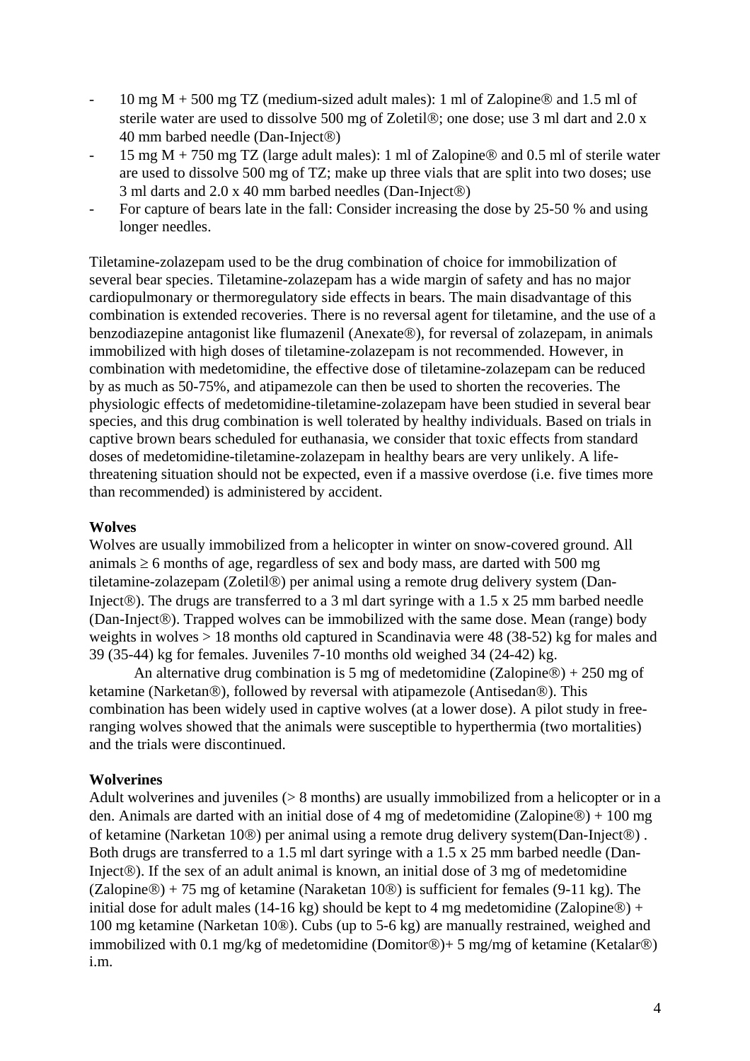- 10 mg M + 500 mg TZ (medium-sized adult males): 1 ml of Zalopine® and 1.5 ml of sterile water are used to dissolve 500 mg of Zoletil®; one dose; use 3 ml dart and 2.0 x 40 mm barbed needle (Dan-Inject®)
- 15 mg M + 750 mg TZ (large adult males): 1 ml of Zalopine® and 0.5 ml of sterile water are used to dissolve 500 mg of TZ; make up three vials that are split into two doses; use 3 ml darts and 2.0 x 40 mm barbed needles (Dan-Inject®)
- For capture of bears late in the fall: Consider increasing the dose by 25-50 % and using longer needles.

Tiletamine-zolazepam used to be the drug combination of choice for immobilization of several bear species. Tiletamine-zolazepam has a wide margin of safety and has no major cardiopulmonary or thermoregulatory side effects in bears. The main disadvantage of this combination is extended recoveries. There is no reversal agent for tiletamine, and the use of a benzodiazepine antagonist like flumazenil (Anexate®), for reversal of zolazepam, in animals immobilized with high doses of tiletamine-zolazepam is not recommended. However, in combination with medetomidine, the effective dose of tiletamine-zolazepam can be reduced by as much as 50-75%, and atipamezole can then be used to shorten the recoveries. The physiologic effects of medetomidine-tiletamine-zolazepam have been studied in several bear species, and this drug combination is well tolerated by healthy individuals. Based on trials in captive brown bears scheduled for euthanasia, we consider that toxic effects from standard doses of medetomidine-tiletamine-zolazepam in healthy bears are very unlikely. A life-threatening situation should not be expected, even if a massive overdose (i.e. five times more than recommended) is administered by accident.

**Wolves**

Wolves are usually immobilized from a helicopter in winter on snow-covered ground. All animals ≥ 6 months of age, regardless of sex and body mass, are darted with 500 mg tiletamine-zolazepam (Zoletil®) per animal using a remote drug delivery system (Dan-Inject®). The drugs are transferred to a 3 ml dart syringe with a 1.5 x 25 mm barbed needle (Dan-Inject®). Trapped wolves can be immobilized with the same dose. Mean (range) body weights in wolves > 18 months old captured in Scandinavia were 48 (38-52) kg for males and 39 (35-44) kg for females. Juveniles 7-10 months old weighed 34 (24-42) kg.

An alternative drug combination is 5 mg of medetomidine (Zalopine®) + 250 mg of ketamine (Narketan®), followed by reversal with atipamezole (Antisedan®). This combination has been widely used in captive wolves (at a lower dose). A pilot study in free-ranging wolves showed that the animals were susceptible to hyperthermia (two mortalities) and the trials were discontinued.

**Wolverines**

Adult wolverines and juveniles (> 8 months) are usually immobilized from a helicopter or in a den. Animals are darted with an initial dose of 4 mg of medetomidine (Zalopine®) + 100 mg of ketamine (Narketan 10®) per animal using a remote drug delivery system(Dan-Inject®) . Both drugs are transferred to a 1.5 ml dart syringe with a 1.5 x 25 mm barbed needle (Dan-Inject®). If the sex of an adult animal is known, an initial dose of 3 mg of medetomidine (Zalopine®) + 75 mg of ketamine (Naraketan 10®) is sufficient for females (9-11 kg). The initial dose for adult males (14-16 kg) should be kept to 4 mg medetomidine (Zalopine®) + 100 mg ketamine (Narketan 10®). Cubs (up to 5-6 kg) are manually restrained, weighed and immobilized with 0.1 mg/kg of medetomidine (Domitor®)+ 5 mg/mg of ketamine (Ketalar®) i.m.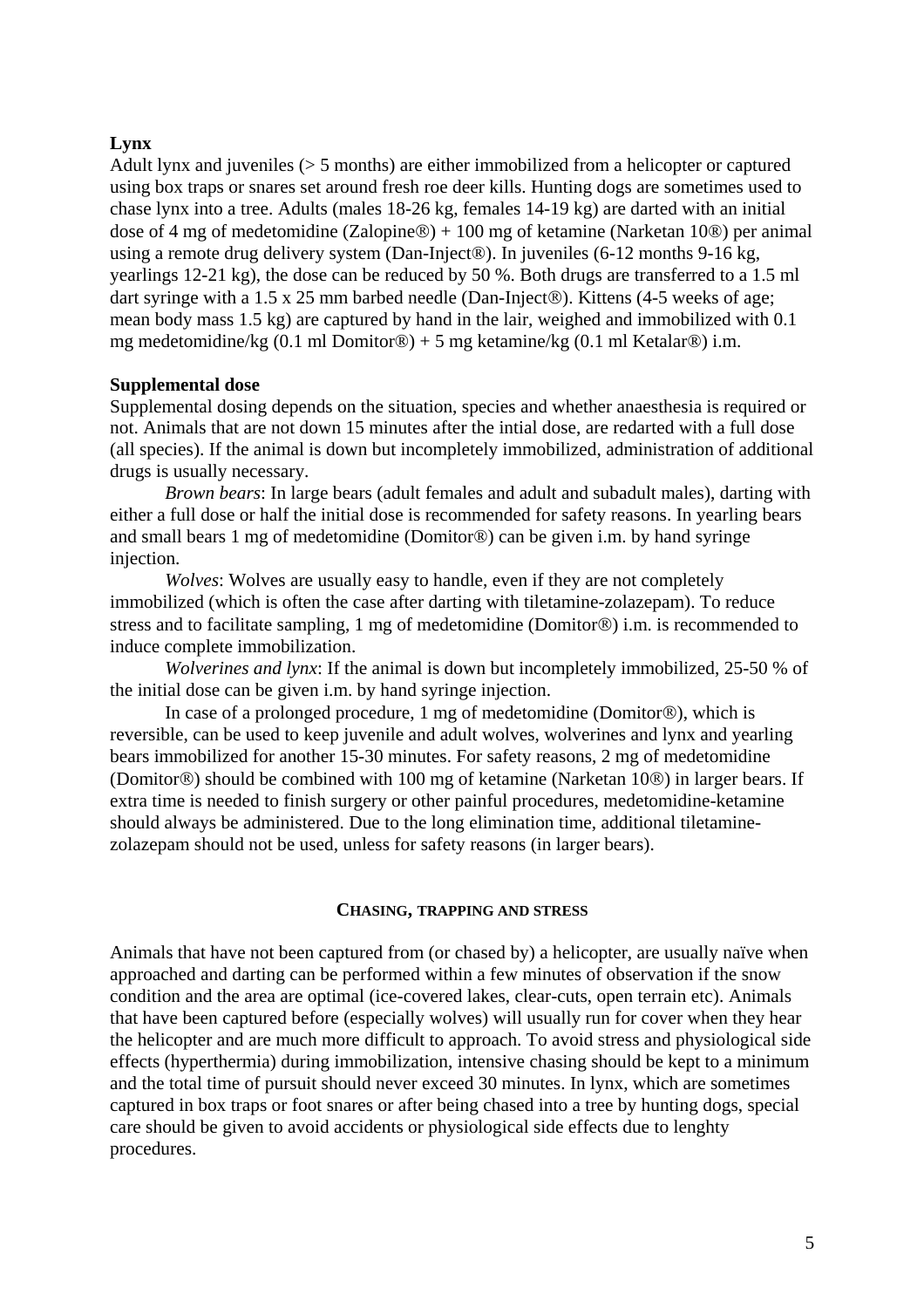**Lynx**

Adult lynx and juveniles (> 5 months) are either immobilized from a helicopter or captured using box traps or snares set around fresh roe deer kills. Hunting dogs are sometimes used to chase lynx into a tree. Adults (males 18-26 kg, females 14-19 kg) are darted with an initial dose of 4 mg of medetomidine (Zalopine®) + 100 mg of ketamine (Narketan 10®) per animal using a remote drug delivery system (Dan-Inject®). In juveniles (6-12 months 9-16 kg, yearlings 12-21 kg), the dose can be reduced by 50 %. Both drugs are transferred to a 1.5 ml dart syringe with a 1.5 x 25 mm barbed needle (Dan-Inject®). Kittens (4-5 weeks of age; mean body mass 1.5 kg) are captured by hand in the lair, weighed and immobilized with 0.1 mg medetomidine/kg (0.1 ml Domitor®) + 5 mg ketamine/kg (0.1 ml Ketalar®) i.m.

**Supplemental dose**

Supplemental dosing depends on the situation, species and whether anaesthesia is required or not. Animals that are not down 15 minutes after the intial dose, are redarted with a full dose (all species). If the animal is down but incompletely immobilized, administration of additional drugs is usually necessary.

*Brown bears*: In large bears (adult females and adult and subadult males), darting with either a full dose or half the initial dose is recommended for safety reasons. In yearling bears and small bears 1 mg of medetomidine (Domitor®) can be given i.m. by hand syringe injection.

*Wolves*: Wolves are usually easy to handle, even if they are not completely immobilized (which is often the case after darting with tiletamine-zolazepam). To reduce stress and to facilitate sampling, 1 mg of medetomidine (Domitor®) i.m. is recommended to induce complete immobilization.

*Wolverines and lynx*: If the animal is down but incompletely immobilized, 25-50 % of the initial dose can be given i.m. by hand syringe injection.

In case of a prolonged procedure, 1 mg of medetomidine (Domitor®), which is reversible, can be used to keep juvenile and adult wolves, wolverines and lynx and yearling bears immobilized for another 15-30 minutes. For safety reasons, 2 mg of medetomidine (Domitor®) should be combined with 100 mg of ketamine (Narketan 10®) in larger bears. If extra time is needed to finish surgery or other painful procedures, medetomidine-ketamine should always be administered. Due to the long elimination time, additional tiletamine-zolazepam should not be used, unless for safety reasons (in larger bears).

## CHASING, TRAPPING AND STRESS

Animals that have not been captured from (or chased by) a helicopter, are usually naïve when approached and darting can be performed within a few minutes of observation if the snow condition and the area are optimal (ice-covered lakes, clear-cuts, open terrain etc). Animals that have been captured before (especially wolves) will usually run for cover when they hear the helicopter and are much more difficult to approach. To avoid stress and physiological side effects (hyperthermia) during immobilization, intensive chasing should be kept to a minimum and the total time of pursuit should never exceed 30 minutes. In lynx, which are sometimes captured in box traps or foot snares or after being chased into a tree by hunting dogs, special care should be given to avoid accidents or physiological side effects due to lenghty procedures.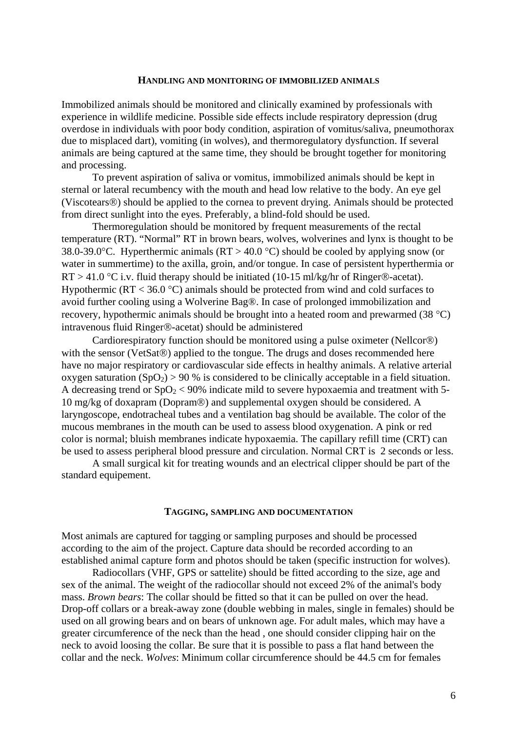## HANDLING AND MONITORING OF IMMOBILIZED ANIMALS

Immobilized animals should be monitored and clinically examined by professionals with experience in wildlife medicine. Possible side effects include respiratory depression (drug overdose in individuals with poor body condition, aspiration of vomitus/saliva, pneumothorax due to misplaced dart), vomiting (in wolves), and thermoregulatory dysfunction. If several animals are being captured at the same time, they should be brought together for monitoring and processing.

To prevent aspiration of saliva or vomitus, immobilized animals should be kept in sternal or lateral recumbency with the mouth and head low relative to the body. An eye gel (Viscotears®) should be applied to the cornea to prevent drying. Animals should be protected from direct sunlight into the eyes. Preferably, a blind-fold should be used.

Thermoregulation should be monitored by frequent measurements of the rectal temperature (RT). "Normal" RT in brown bears, wolves, wolverines and lynx is thought to be 38.0-39.0°C. Hyperthermic animals (RT > 40.0 °C) should be cooled by applying snow (or water in summertime) to the axilla, groin, and/or tongue. In case of persistent hyperthermia or RT > 41.0 °C i.v. fluid therapy should be initiated (10-15 ml/kg/hr of Ringer®-acetat). Hypothermic (RT < 36.0 °C) animals should be protected from wind and cold surfaces to avoid further cooling using a Wolverine Bag®. In case of prolonged immobilization and recovery, hypothermic animals should be brought into a heated room and prewarmed (38 °C) intravenous fluid Ringer®-acetat) should be administered

Cardiorespiratory function should be monitored using a pulse oximeter (Nellcor®) with the sensor (VetSat®) applied to the tongue. The drugs and doses recommended here have no major respiratory or cardiovascular side effects in healthy animals. A relative arterial oxygen saturation ($SpO_2$) > 90 % is considered to be clinically acceptable in a field situation. A decreasing trend or $SpO_2$ < 90% indicate mild to severe hypoxaemia and treatment with 5-10 mg/kg of doxapram (Dopram®) and supplemental oxygen should be considered. A laryngoscope, endotracheal tubes and a ventilation bag should be available. The color of the mucous membranes in the mouth can be used to assess blood oxygenation. A pink or red color is normal; bluish membranes indicate hypoxaemia. The capillary refill time (CRT) can be used to assess peripheral blood pressure and circulation. Normal CRT is 2 seconds or less.

A small surgical kit for treating wounds and an electrical clipper should be part of the standard equipement.

## TAGGING, SAMPLING AND DOCUMENTATION

Most animals are captured for tagging or sampling purposes and should be processed according to the aim of the project. Capture data should be recorded according to an established animal capture form and photos should be taken (specific instruction for wolves).

Radiocollars (VHF, GPS or sattelite) should be fitted according to the size, age and sex of the animal. The weight of the radiocollar should not exceed 2% of the animal's body mass. *Brown bears*: The collar should be fitted so that it can be pulled on over the head. Drop-off collars or a break-away zone (double webbing in males, single in females) should be used on all growing bears and on bears of unknown age. For adult males, which may have a greater circumference of the neck than the head , one should consider clipping hair on the neck to avoid loosing the collar. Be sure that it is possible to pass a flat hand between the collar and the neck. *Wolves*: Minimum collar circumference should be 44.5 cm for females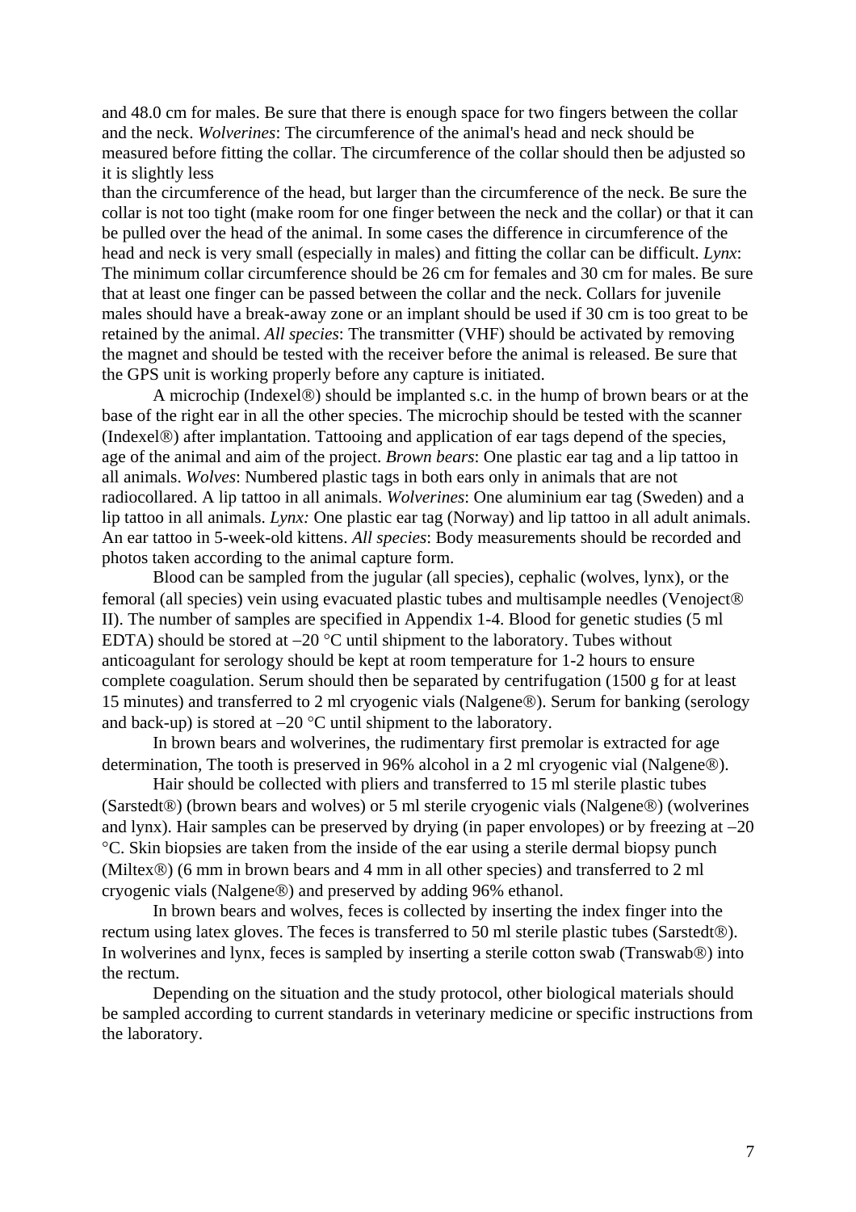and 48.0 cm for males. Be sure that there is enough space for two fingers between the collar and the neck. *Wolverines*: The circumference of the animal's head and neck should be measured before fitting the collar. The circumference of the collar should then be adjusted so it is slightly less than the circumference of the head, but larger than the circumference of the neck. Be sure the collar is not too tight (make room for one finger between the neck and the collar) or that it can be pulled over the head of the animal. In some cases the difference in circumference of the head and neck is very small (especially in males) and fitting the collar can be difficult. *Lynx*: The minimum collar circumference should be 26 cm for females and 30 cm for males. Be sure that at least one finger can be passed between the collar and the neck. Collars for juvenile males should have a break-away zone or an implant should be used if 30 cm is too great to be retained by the animal. *All species*: The transmitter (VHF) should be activated by removing the magnet and should be tested with the receiver before the animal is released. Be sure that the GPS unit is working properly before any capture is initiated.

A microchip (Indexel®) should be implanted s.c. in the hump of brown bears or at the base of the right ear in all the other species. The microchip should be tested with the scanner (Indexel®) after implantation. Tattooing and application of ear tags depend of the species, age of the animal and aim of the project. *Brown bears*: One plastic ear tag and a lip tattoo in all animals. *Wolves*: Numbered plastic tags in both ears only in animals that are not radiocollared. A lip tattoo in all animals. *Wolverines*: One aluminium ear tag (Sweden) and a lip tattoo in all animals. *Lynx:* One plastic ear tag (Norway) and lip tattoo in all adult animals. An ear tattoo in 5-week-old kittens. *All species*: Body measurements should be recorded and photos taken according to the animal capture form.

Blood can be sampled from the jugular (all species), cephalic (wolves, lynx), or the femoral (all species) vein using evacuated plastic tubes and multisample needles (Venoject® II). The number of samples are specified in Appendix 1-4. Blood for genetic studies (5 ml EDTA) should be stored at –20 °C until shipment to the laboratory. Tubes without anticoagulant for serology should be kept at room temperature for 1-2 hours to ensure complete coagulation. Serum should then be separated by centrifugation (1500 g for at least 15 minutes) and transferred to 2 ml cryogenic vials (Nalgene®). Serum for banking (serology and back-up) is stored at –20 °C until shipment to the laboratory.

In brown bears and wolverines, the rudimentary first premolar is extracted for age determination, The tooth is preserved in 96% alcohol in a 2 ml cryogenic vial (Nalgene®).

Hair should be collected with pliers and transferred to 15 ml sterile plastic tubes (Sarstedt®) (brown bears and wolves) or 5 ml sterile cryogenic vials (Nalgene®) (wolverines and lynx). Hair samples can be preserved by drying (in paper envolopes) or by freezing at –20 °C. Skin biopsies are taken from the inside of the ear using a sterile dermal biopsy punch (Miltex®) (6 mm in brown bears and 4 mm in all other species) and transferred to 2 ml cryogenic vials (Nalgene®) and preserved by adding 96% ethanol.

In brown bears and wolves, feces is collected by inserting the index finger into the rectum using latex gloves. The feces is transferred to 50 ml sterile plastic tubes (Sarstedt®). In wolverines and lynx, feces is sampled by inserting a sterile cotton swab (Transwab®) into the rectum.

Depending on the situation and the study protocol, other biological materials should be sampled according to current standards in veterinary medicine or specific instructions from the laboratory.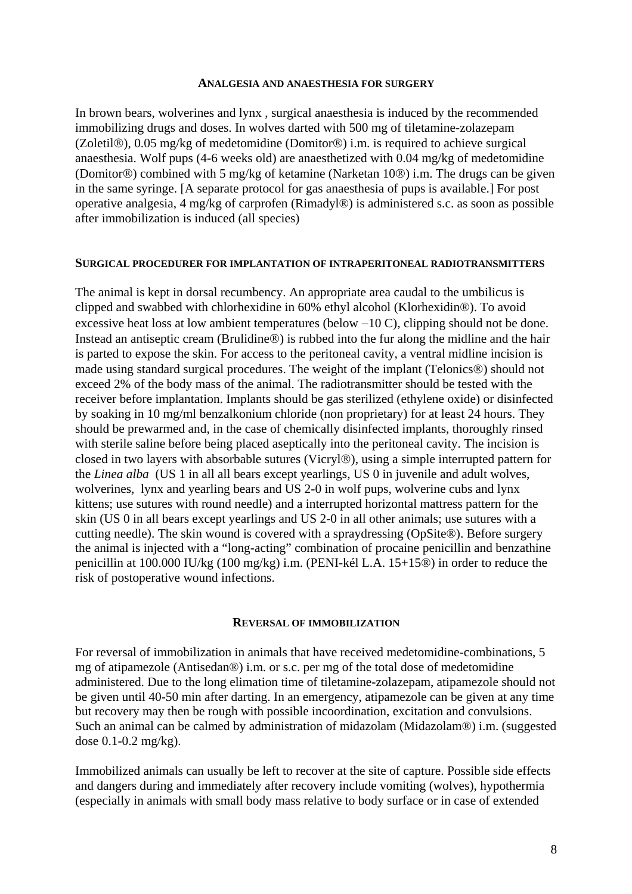### ANALGESIA AND ANAESTHESIA FOR SURGERY

In brown bears, wolverines and lynx , surgical anaesthesia is induced by the recommended immobilizing drugs and doses. In wolves darted with 500 mg of tiletamine-zolazepam (Zoletil®), 0.05 mg/kg of medetomidine (Domitor®) i.m. is required to achieve surgical anaesthesia. Wolf pups (4-6 weeks old) are anaesthetized with 0.04 mg/kg of medetomidine (Domitor®) combined with 5 mg/kg of ketamine (Narketan 10®) i.m. The drugs can be given in the same syringe. [A separate protocol for gas anaesthesia of pups is available.] For post operative analgesia, 4 mg/kg of carprofen (Rimadyl®) is administered s.c. as soon as possible after immobilization is induced (all species)

### SURGICAL PROCEDURER FOR IMPLANTATION OF INTRAPERITONEAL RADIOTRANSMITTERS

The animal is kept in dorsal recumbency. An appropriate area caudal to the umbilicus is clipped and swabbed with chlorhexidine in 60% ethyl alcohol (Klorhexidin®). To avoid excessive heat loss at low ambient temperatures (below −10 C), clipping should not be done. Instead an antiseptic cream (Brulidine®) is rubbed into the fur along the midline and the hair is parted to expose the skin. For access to the peritoneal cavity, a ventral midline incision is made using standard surgical procedures. The weight of the implant (Telonics®) should not exceed 2% of the body mass of the animal. The radiotransmitter should be tested with the receiver before implantation. Implants should be gas sterilized (ethylene oxide) or disinfected by soaking in 10 mg/ml benzalkonium chloride (non proprietary) for at least 24 hours. They should be prewarmed and, in the case of chemically disinfected implants, thoroughly rinsed with sterile saline before being placed aseptically into the peritoneal cavity. The incision is closed in two layers with absorbable sutures (Vicryl®), using a simple interrupted pattern for the *Linea alba* (US 1 in all all bears except yearlings, US 0 in juvenile and adult wolves, wolverines, lynx and yearling bears and US 2-0 in wolf pups, wolverine cubs and lynx kittens; use sutures with round needle) and a interrupted horizontal mattress pattern for the skin (US 0 in all bears except yearlings and US 2-0 in all other animals; use sutures with a cutting needle). The skin wound is covered with a spraydressing (OpSite®). Before surgery the animal is injected with a "long-acting" combination of procaine penicillin and benzathine penicillin at 100.000 IU/kg (100 mg/kg) i.m. (PENI-kél L.A. 15+15®) in order to reduce the risk of postoperative wound infections.

### REVERSAL OF IMMOBILIZATION

For reversal of immobilization in animals that have received medetomidine-combinations, 5 mg of atipamezole (Antisedan®) i.m. or s.c. per mg of the total dose of medetomidine administered. Due to the long elimation time of tiletamine-zolazepam, atipamezole should not be given until 40-50 min after darting. In an emergency, atipamezole can be given at any time but recovery may then be rough with possible incoordination, excitation and convulsions. Such an animal can be calmed by administration of midazolam (Midazolam®) i.m. (suggested dose 0.1-0.2 mg/kg).

Immobilized animals can usually be left to recover at the site of capture. Possible side effects and dangers during and immediately after recovery include vomiting (wolves), hypothermia (especially in animals with small body mass relative to body surface or in case of extended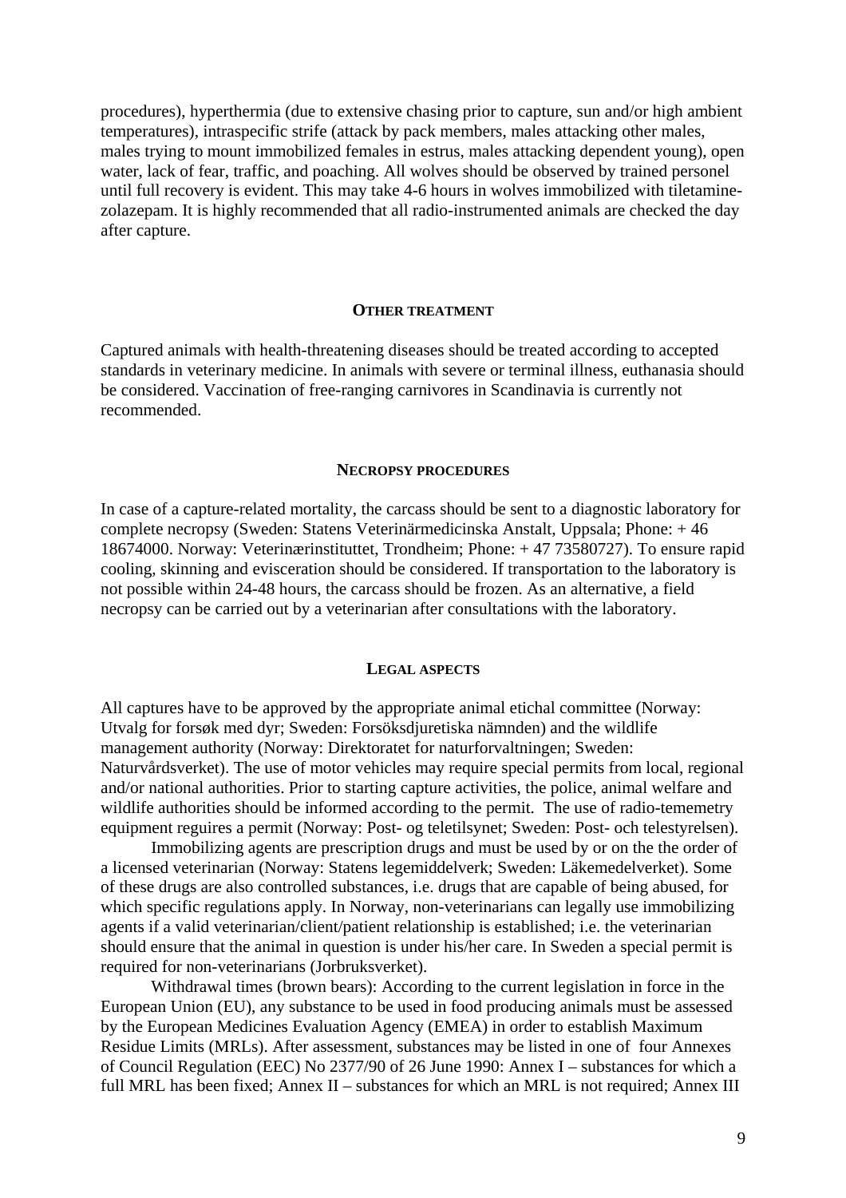procedures), hyperthermia (due to extensive chasing prior to capture, sun and/or high ambient temperatures), intraspecific strife (attack by pack members, males attacking other males, males trying to mount immobilized females in estrus, males attacking dependent young), open water, lack of fear, traffic, and poaching. All wolves should be observed by trained personel until full recovery is evident. This may take 4-6 hours in wolves immobilized with tiletamine-zolazepam. It is highly recommended that all radio-instrumented animals are checked the day after capture.

## OTHER TREATMENT

Captured animals with health-threatening diseases should be treated according to accepted standards in veterinary medicine. In animals with severe or terminal illness, euthanasia should be considered. Vaccination of free-ranging carnivores in Scandinavia is currently not recommended.

## NECROPSY PROCEDURES

In case of a capture-related mortality, the carcass should be sent to a diagnostic laboratory for complete necropsy (Sweden: Statens Veterinärmedicinska Anstalt, Uppsala; Phone: + 46 18674000. Norway: Veterinærinstituttet, Trondheim; Phone: + 47 73580727). To ensure rapid cooling, skinning and evisceration should be considered. If transportation to the laboratory is not possible within 24-48 hours, the carcass should be frozen. As an alternative, a field necropsy can be carried out by a veterinarian after consultations with the laboratory.

## LEGAL ASPECTS

All captures have to be approved by the appropriate animal etichal committee (Norway: Utvalg for forsøk med dyr; Sweden: Försöksdjuretiska nämnden) and the wildlife management authority (Norway: Direktoratet for naturforvaltningen; Sweden: Naturvårdsverket). The use of motor vehicles may require special permits from local, regional and/or national authorities. Prior to starting capture activities, the police, animal welfare and wildlife authorities should be informed according to the permit. The use of radio-tememetry equipment reguires a permit (Norway: Post- og teletilsynet; Sweden: Post- och telestyrelsen).

Immobilizing agents are prescription drugs and must be used by or on the the order of a licensed veterinarian (Norway: Statens legemiddelverk; Sweden: Läkemedelverket). Some of these drugs are also controlled substances, i.e. drugs that are capable of being abused, for which specific regulations apply. In Norway, non-veterinarians can legally use immobilizing agents if a valid veterinarian/client/patient relationship is established; i.e. the veterinarian should ensure that the animal in question is under his/her care. In Sweden a special permit is required for non-veterinarians (Jorbruksverket).

Withdrawal times (brown bears): According to the current legislation in force in the European Union (EU), any substance to be used in food producing animals must be assessed by the European Medicines Evaluation Agency (EMEA) in order to establish Maximum Residue Limits (MRLs). After assessment, substances may be listed in one of four Annexes of Council Regulation (EEC) No 2377/90 of 26 June 1990: Annex I – substances for which a full MRL has been fixed; Annex II – substances for which an MRL is not required; Annex III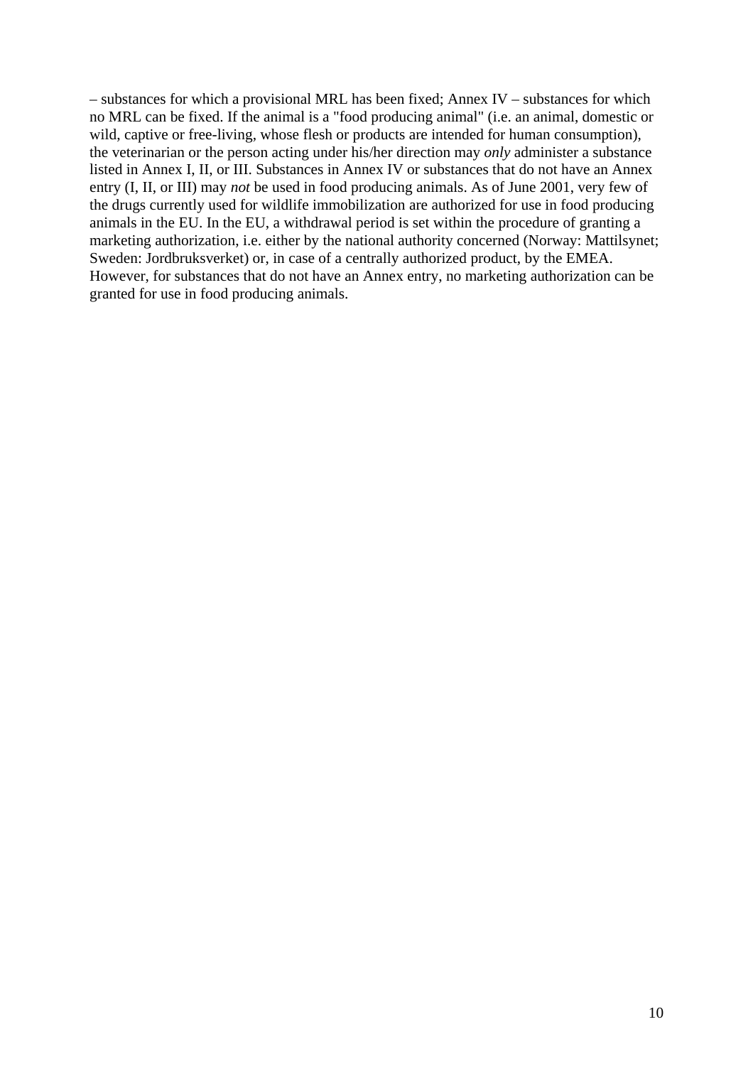– substances for which a provisional MRL has been fixed; Annex IV – substances for which no MRL can be fixed. If the animal is a "food producing animal" (i.e. an animal, domestic or wild, captive or free-living, whose flesh or products are intended for human consumption), the veterinarian or the person acting under his/her direction may *only* administer a substance listed in Annex I, II, or III. Substances in Annex IV or substances that do not have an Annex entry (I, II, or III) may *not* be used in food producing animals. As of June 2001, very few of the drugs currently used for wildlife immobilization are authorized for use in food producing animals in the EU. In the EU, a withdrawal period is set within the procedure of granting a marketing authorization, i.e. either by the national authority concerned (Norway: Mattilsynet; Sweden: Jordbruksverket) or, in case of a centrally authorized product, by the EMEA. However, for substances that do not have an Annex entry, no marketing authorization can be granted for use in food producing animals.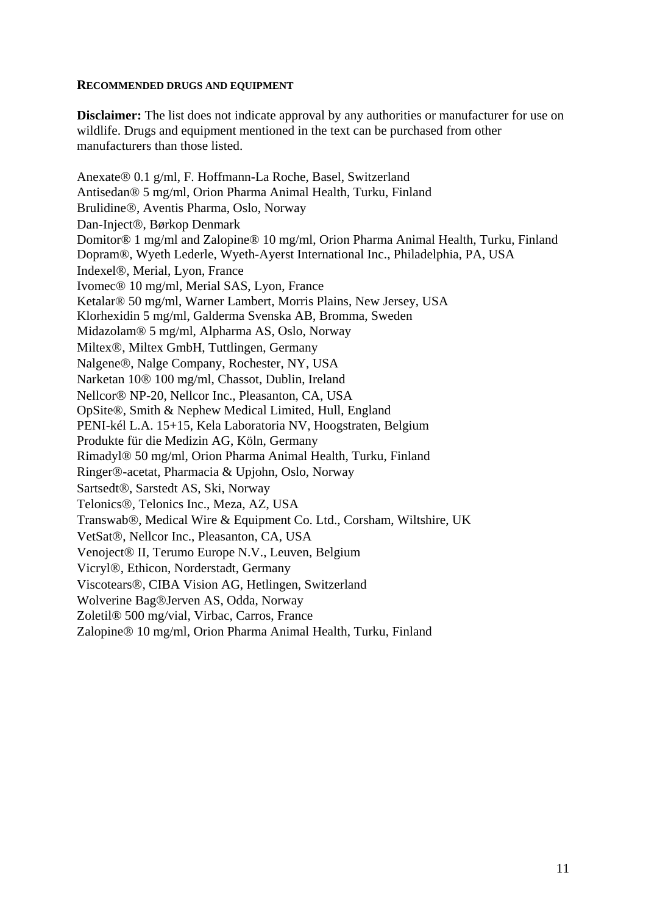## RECOMMENDED DRUGS AND EQUIPMENT

**Disclaimer:** The list does not indicate approval by any authorities or manufacturer for use on wildlife. Drugs and equipment mentioned in the text can be purchased from other manufacturers than those listed.

Anexate® 0.1 g/ml, F. Hoffmann-La Roche, Basel, Switzerland
Antisedan® 5 mg/ml, Orion Pharma Animal Health, Turku, Finland
Brulidine®, Aventis Pharma, Oslo, Norway
Dan-Inject®, Børkop Denmark
Domitor® 1 mg/ml and Zalopine® 10 mg/ml, Orion Pharma Animal Health, Turku, Finland
Dopram®, Wyeth Lederle, Wyeth-Ayerst International Inc., Philadelphia, PA, USA
Indexel®, Merial, Lyon, France
Ivomec® 10 mg/ml, Merial SAS, Lyon, France
Ketalar® 50 mg/ml, Warner Lambert, Morris Plains, New Jersey, USA
Klorhexidin 5 mg/ml, Galderma Svenska AB, Bromma, Sweden
Midazolam® 5 mg/ml, Alpharma AS, Oslo, Norway
Miltex®, Miltex GmbH, Tuttlingen, Germany
Nalgene®, Nalge Company, Rochester, NY, USA
Narketan 10® 100 mg/ml, Chassot, Dublin, Ireland
Nellcor® NP-20, Nellcor Inc., Pleasanton, CA, USA
OpSite®, Smith & Nephew Medical Limited, Hull, England
PENI-kél L.A. 15+15, Kela Laboratoria NV, Hoogstraten, Belgium
Produkte für die Medizin AG, Köln, Germany
Rimadyl® 50 mg/ml, Orion Pharma Animal Health, Turku, Finland
Ringer®-acetat, Pharmacia & Upjohn, Oslo, Norway
Sartsedt®, Sarstedt AS, Ski, Norway
Telonics®, Telonics Inc., Meza, AZ, USA
Transwab®, Medical Wire & Equipment Co. Ltd., Corsham, Wiltshire, UK
VetSat®, Nellcor Inc., Pleasanton, CA, USA
Venoject® II, Terumo Europe N.V., Leuven, Belgium
Vicryl®, Ethicon, Norderstadt, Germany
Viscotears®, CIBA Vision AG, Hetlingen, Switzerland
Wolverine Bag®Jerven AS, Odda, Norway
Zoletil® 500 mg/vial, Virbac, Carros, France
Zalopine® 10 mg/ml, Orion Pharma Animal Health, Turku, Finland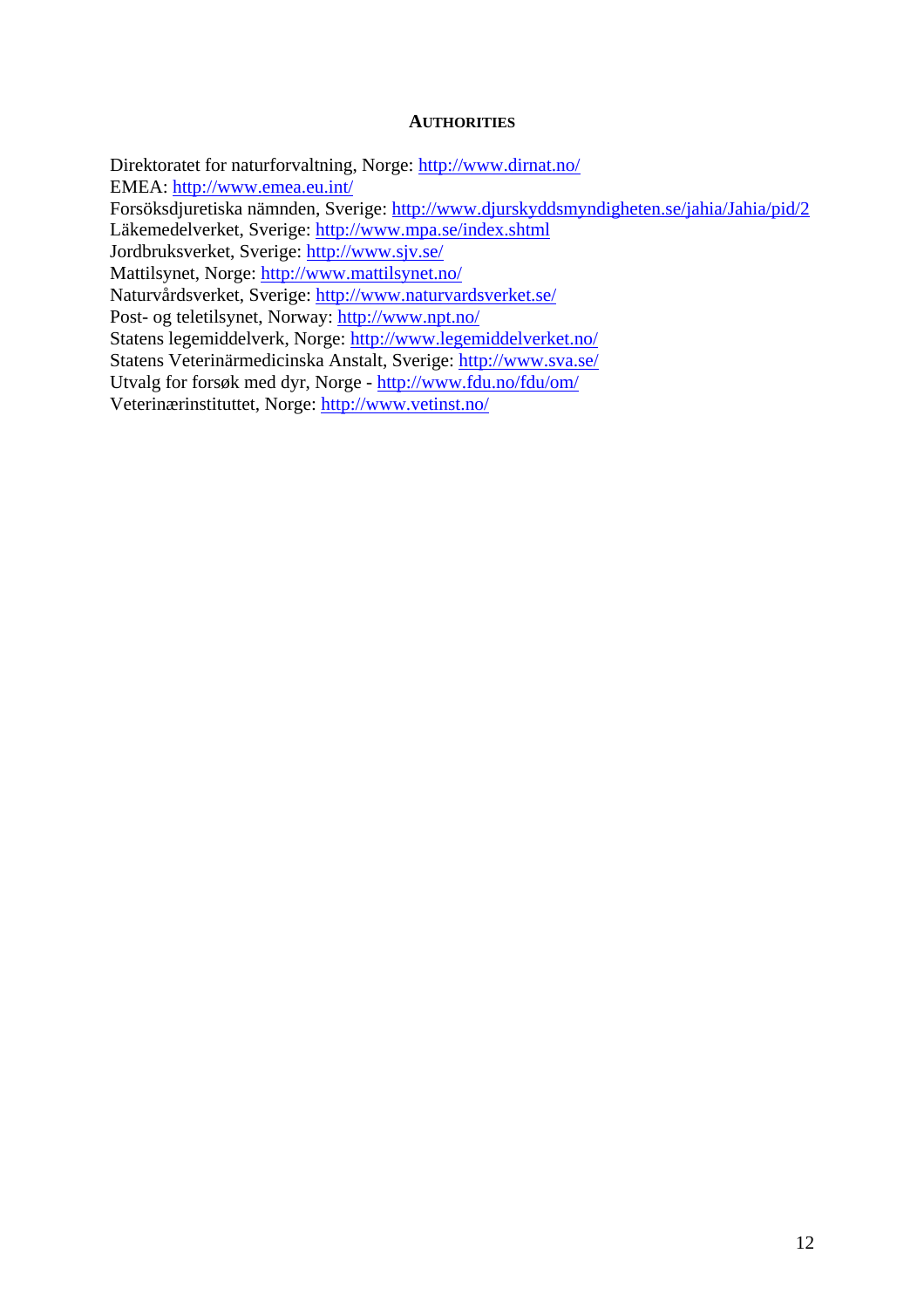## AUTHORITIES

Direktoratet for naturforvaltning, Norge: http://www.dirnat.no/
EMEA: http://www.emea.eu.int/
Forsöksdjuretiska nämnden, Sverige: http://www.djurskyddsmyndigheten.se/jahia/Jahia/pid/2
Läkemedelverket, Sverige: http://www.mpa.se/index.shtml
Jordbruksverket, Sverige: http://www.sjv.se/
Mattilsynet, Norge: http://www.mattilsynet.no/
Naturvårdsverket, Sverige: http://www.naturvardsverket.se/
Post- og teletilsynet, Norway: http://www.npt.no/
Statens legemiddelverk, Norge: http://www.legemiddelverket.no/
Statens Veterinärmedicinska Anstalt, Sverige: http://www.sva.se/
Utvalg for forsøk med dyr, Norge - http://www.fdu.no/fdu/om/
Veterinærinstituttet, Norge: http://www.vetinst.no/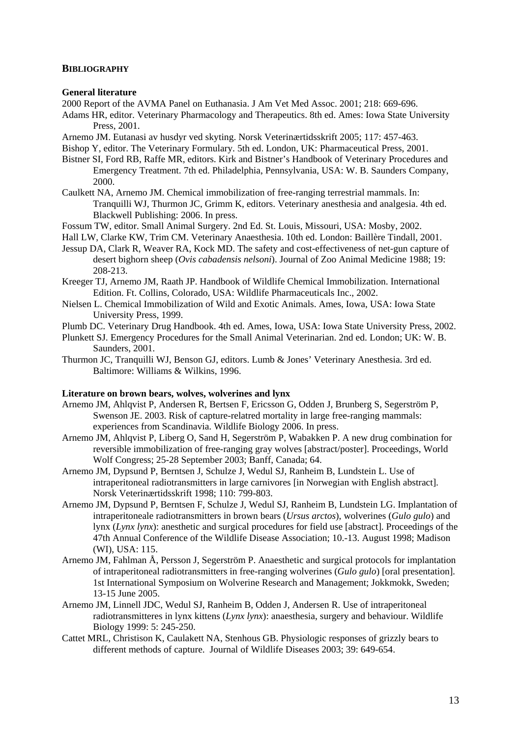## **Bibliography**

### **General literature**

2000 Report of the AVMA Panel on Euthanasia. J Am Vet Med Assoc. 2001; 218: 669-696.

Adams HR, editor. Veterinary Pharmacology and Therapeutics. 8th ed. Ames: Iowa State University Press, 2001.

Arnemo JM. Eutanasi av husdyr ved skyting. Norsk Veterinærtidsskrift 2005; 117: 457-463.

Bishop Y, editor. The Veterinary Formulary. 5th ed. London, UK: Pharmaceutical Press, 2001.

Bistner SI, Ford RB, Raffe MR, editors. Kirk and Bistner's Handbook of Veterinary Procedures and Emergency Treatment. 7th ed. Philadelphia, Pennsylvania, USA: W. B. Saunders Company, 2000.

Caulkett NA, Arnemo JM. Chemical immobilization of free-ranging terrestrial mammals. In: Tranquilli WJ, Thurmon JC, Grimm K, editors. Veterinary anesthesia and analgesia. 4th ed. Blackwell Publishing: 2006. In press.

Fossum TW, editor. Small Animal Surgery. 2nd Ed. St. Louis, Missouri, USA: Mosby, 2002.

Hall LW, Clarke KW, Trim CM. Veterinary Anaesthesia. 10th ed. London: Baillère Tindall, 2001.

Jessup DA, Clark R, Weaver RA, Kock MD. The safety and cost-effectiveness of net-gun capture of desert bighorn sheep (*Ovis cabadensis nelsoni*). Journal of Zoo Animal Medicine 1988; 19: 208-213.

Kreeger TJ, Arnemo JM, Raath JP. Handbook of Wildlife Chemical Immobilization. International Edition. Ft. Collins, Colorado, USA: Wildlife Pharmaceuticals Inc., 2002.

Nielsen L. Chemical Immobilization of Wild and Exotic Animals. Ames, Iowa, USA: Iowa State University Press, 1999.

Plumb DC. Veterinary Drug Handbook. 4th ed. Ames, Iowa, USA: Iowa State University Press, 2002.

Plunkett SJ. Emergency Procedures for the Small Animal Veterinarian. 2nd ed. London; UK: W. B. Saunders, 2001.

Thurmon JC, Tranquilli WJ, Benson GJ, editors. Lumb & Jones' Veterinary Anesthesia. 3rd ed. Baltimore: Williams & Wilkins, 1996.

### **Literature on brown bears, wolves, wolverines and lynx**

Arnemo JM, Ahlqvist P, Andersen R, Bertsen F, Ericsson G, Odden J, Brunberg S, Segerström P, Swenson JE. 2003. Risk of capture-relatred mortality in large free-ranging mammals: experiences from Scandinavia. Wildlife Biology 2006. In press.

Arnemo JM, Ahlqvist P, Liberg O, Sand H, Segerström P, Wabakken P. A new drug combination for reversible immobilization of free-ranging gray wolves [abstract/poster]. Proceedings, World Wolf Congress; 25-28 September 2003; Banff, Canada; 64.

Arnemo JM, Dypsund P, Berntsen J, Schulze J, Wedul SJ, Ranheim B, Lundstein L. Use of intraperitoneal radiotransmitters in large carnivores [in Norwegian with English abstract]. Norsk Veterinærtidsskrift 1998; 110: 799-803.

Arnemo JM, Dypsund P, Berntsen F, Schulze J, Wedul SJ, Ranheim B, Lundstein LG. Implantation of intraperitoneale radiotransmitters in brown bears (*Ursus arctos*), wolverines (*Gulo gulo*) and lynx (*Lynx lynx*): anesthetic and surgical procedures for field use [abstract]. Proceedings of the 47th Annual Conference of the Wildlife Disease Association; 10.-13. August 1998; Madison (WI), USA: 115.

Arnemo JM, Fahlman Å, Persson J, Segerström P. Anaesthetic and surgical protocols for implantation of intraperitoneal radiotransmitters in free-ranging wolverines (*Gulo gulo*) [oral presentation]. 1st International Symposium on Wolverine Research and Management; Jokkmokk, Sweden; 13-15 June 2005.

Arnemo JM, Linnell JDC, Wedul SJ, Ranheim B, Odden J, Andersen R. Use of intraperitoneal radiotransmitteres in lynx kittens (*Lynx lynx*): anaesthesia, surgery and behaviour. Wildlife Biology 1999: 5: 245-250.

Cattet MRL, Christison K, Caulakett NA, Stenhous GB. Physiologic responses of grizzly bears to different methods of capture. Journal of Wildlife Diseases 2003; 39: 649-654.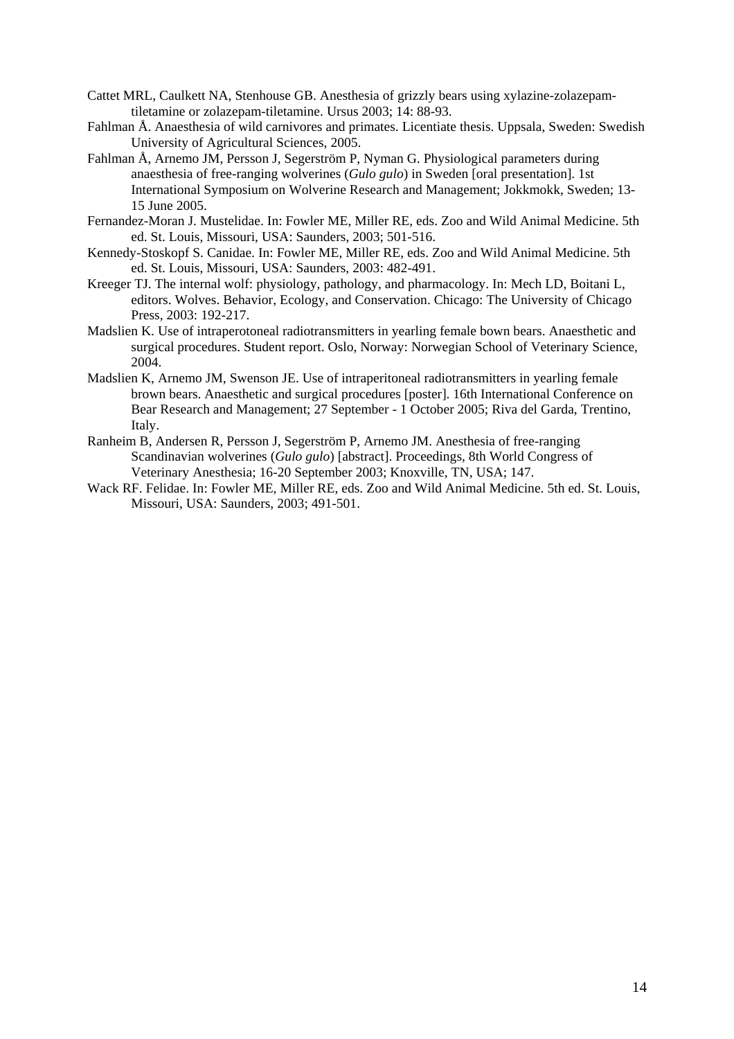Cattet MRL, Caulkett NA, Stenhouse GB. Anesthesia of grizzly bears using xylazine-zolazepam-tiletamine or zolazepam-tiletamine. Ursus 2003; 14: 88-93.

Fahlman Å. Anaesthesia of wild carnivores and primates. Licentiate thesis. Uppsala, Sweden: Swedish University of Agricultural Sciences, 2005.

Fahlman Å, Arnemo JM, Persson J, Segerström P, Nyman G. Physiological parameters during anaesthesia of free-ranging wolverines (*Gulo gulo*) in Sweden [oral presentation]. 1st International Symposium on Wolverine Research and Management; Jokkmokk, Sweden; 13-15 June 2005.

Fernandez-Moran J. Mustelidae. In: Fowler ME, Miller RE, eds. Zoo and Wild Animal Medicine. 5th ed. St. Louis, Missouri, USA: Saunders, 2003; 501-516.

Kennedy-Stoskopf S. Canidae. In: Fowler ME, Miller RE, eds. Zoo and Wild Animal Medicine. 5th ed. St. Louis, Missouri, USA: Saunders, 2003: 482-491.

Kreeger TJ. The internal wolf: physiology, pathology, and pharmacology. In: Mech LD, Boitani L, editors. Wolves. Behavior, Ecology, and Conservation. Chicago: The University of Chicago Press, 2003: 192-217.

Madslien K. Use of intraperotoneal radiotransmitters in yearling female bown bears. Anaesthetic and surgical procedures. Student report. Oslo, Norway: Norwegian School of Veterinary Science, 2004.

Madslien K, Arnemo JM, Swenson JE. Use of intraperitoneal radiotransmitters in yearling female brown bears. Anaesthetic and surgical procedures [poster]. 16th International Conference on Bear Research and Management; 27 September - 1 October 2005; Riva del Garda, Trentino, Italy.

Ranheim B, Andersen R, Persson J, Segerström P, Arnemo JM. Anesthesia of free-ranging Scandinavian wolverines (*Gulo gulo*) [abstract]. Proceedings, 8th World Congress of Veterinary Anesthesia; 16-20 September 2003; Knoxville, TN, USA; 147.

Wack RF. Felidae. In: Fowler ME, Miller RE, eds. Zoo and Wild Animal Medicine. 5th ed. St. Louis, Missouri, USA: Saunders, 2003; 491-501.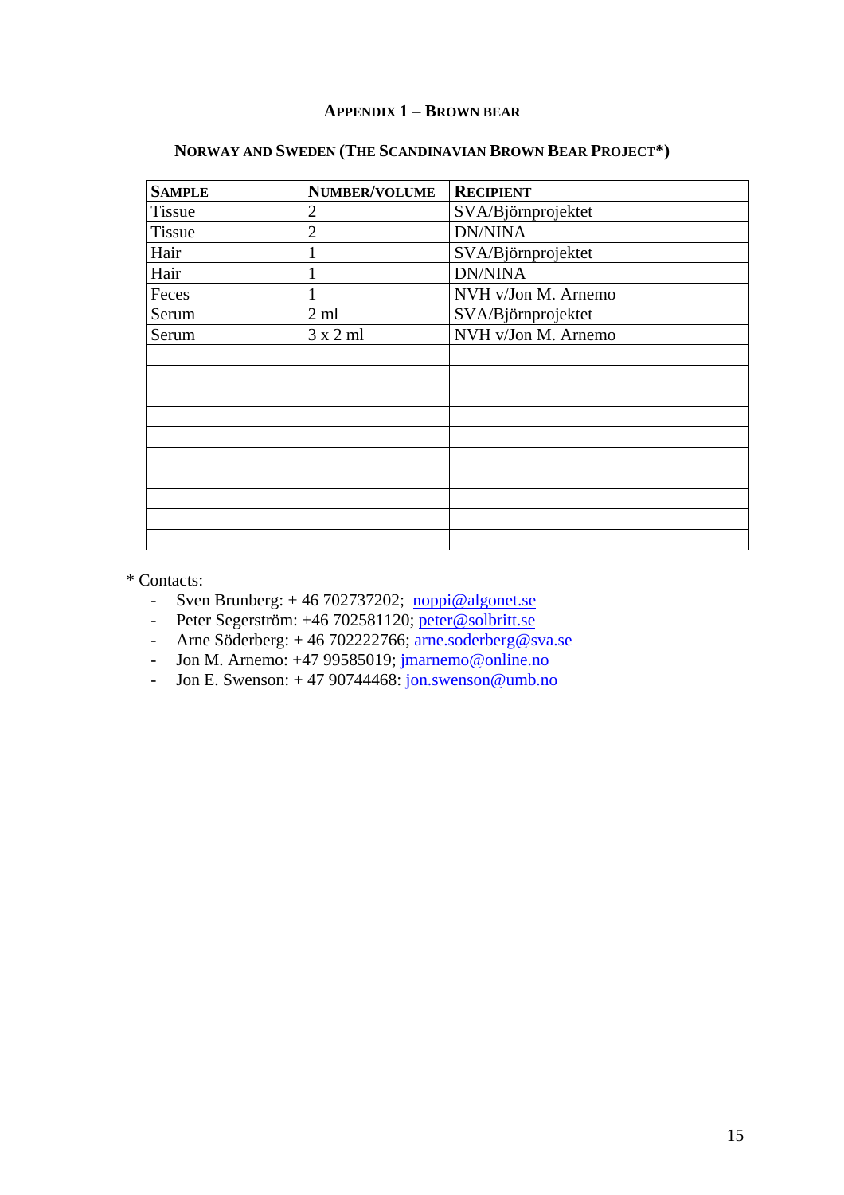## Appendix 1 – Brown bear

### Norway and Sweden (The Scandinavian Brown Bear Project*)

| Sample | Number/Volume | Recipient |
|---|---|---|
| Tissue | 2 | SVA/Björnprojektet |
| Tissue | 2 | DN/NINA |
| Hair | 1 | SVA/Björnprojektet |
| Hair | 1 | DN/NINA |
| Feces | 1 | NVH v/Jon M. Arnemo |
| Serum | 2 ml | SVA/Björnprojektet |
| Serum | 3 x 2 ml | NVH v/Jon M. Arnemo |
| | | |
| | | |
| | | |
| | | |
| | | |
| | | |
| | | |
| | | |
| | | |
| | | |

* Contacts:

- Sven Brunberg: + 46 702737202; noppi@algonet.se
- Peter Segerström: +46 702581120; peter@solbritt.se
- Arne Söderberg: + 46 702222766; arne.soderberg@sva.se
- Jon M. Arnemo: +47 99585019; jmarnemo@online.no
- Jon E. Swenson: + 47 90744468: jon.swenson@umb.no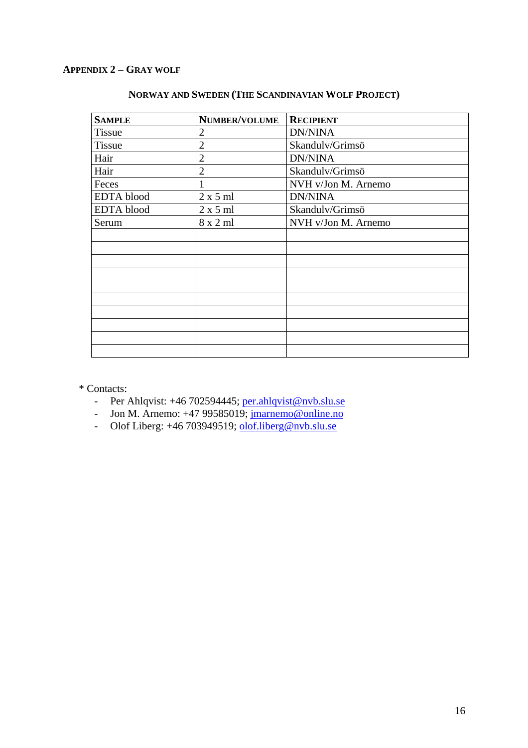### Appendix 2 – Gray wolf

#### Norway and Sweden (The Scandinavian Wolf Project)

| Sample | Number/volume | Recipient |
|---|---|---|
| Tissue | 2 | DN/NINA |
| Tissue | 2 | Skandulv/Grimsö |
| Hair | 2 | DN/NINA |
| Hair | 2 | Skandulv/Grimsö |
| Feces | 1 | NVH v/Jon M. Arnemo |
| EDTA blood | 2 x 5 ml | DN/NINA |
| EDTA blood | 2 x 5 ml | Skandulv/Grimsö |
| Serum | 8 x 2 ml | NVH v/Jon M. Arnemo |
| | | |
| | | |
| | | |
| | | |
| | | |
| | | |
| | | |
| | | |
| | | |
| | | |

* Contacts:
  - Per Ahlqvist: +46 702594445; per.ahlqvist@nvb.slu.se
  - Jon M. Arnemo: +47 99585019; jmarnemo@online.no
  - Olof Liberg: +46 703949519; olof.liberg@nvb.slu.se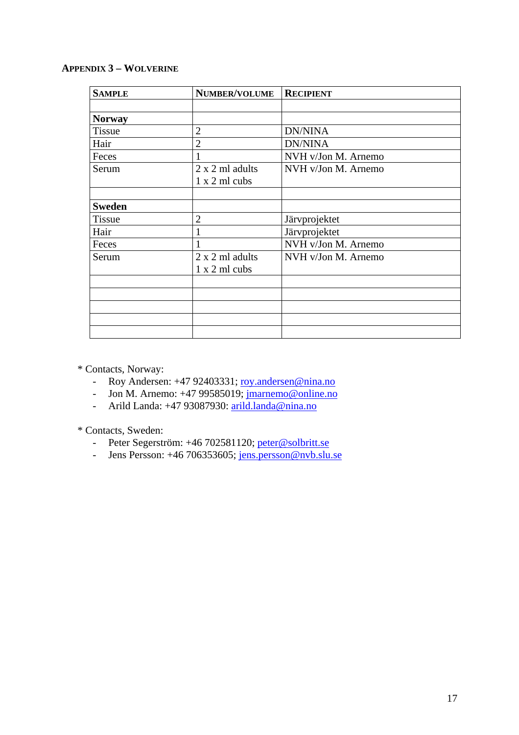## Appendix 3 – Wolverine

| Sample | Number/volume | Recipient |
|---|---|---|
| | | |
| **Norway** | | |
| Tissue | 2 | DN/NINA |
| Hair | 2 | DN/NINA |
| Feces | 1 | NVH v/Jon M. Arnemo |
| Serum | 2 x 2 ml adults<br>1 x 2 ml cubs | NVH v/Jon M. Arnemo |
| | | |
| **Sweden** | | |
| Tissue | 2 | Järvprojektet |
| Hair | 1 | Järvprojektet |
| Feces | 1 | NVH v/Jon M. Arnemo |
| Serum | 2 x 2 ml adults<br>1 x 2 ml cubs | NVH v/Jon M. Arnemo |
| | | |
| | | |
| | | |
| | | |
| | | |

* Contacts, Norway:
  - Roy Andersen: +47 92403331; roy.andersen@nina.no
  - Jon M. Arnemo: +47 99585019; jmarnemo@online.no
  - Arild Landa: +47 93087930: arild.landa@nina.no

* Contacts, Sweden:
  - Peter Segerström: +46 702581120; peter@solbritt.se
  - Jens Persson: +46 706353605; jens.persson@nvb.slu.se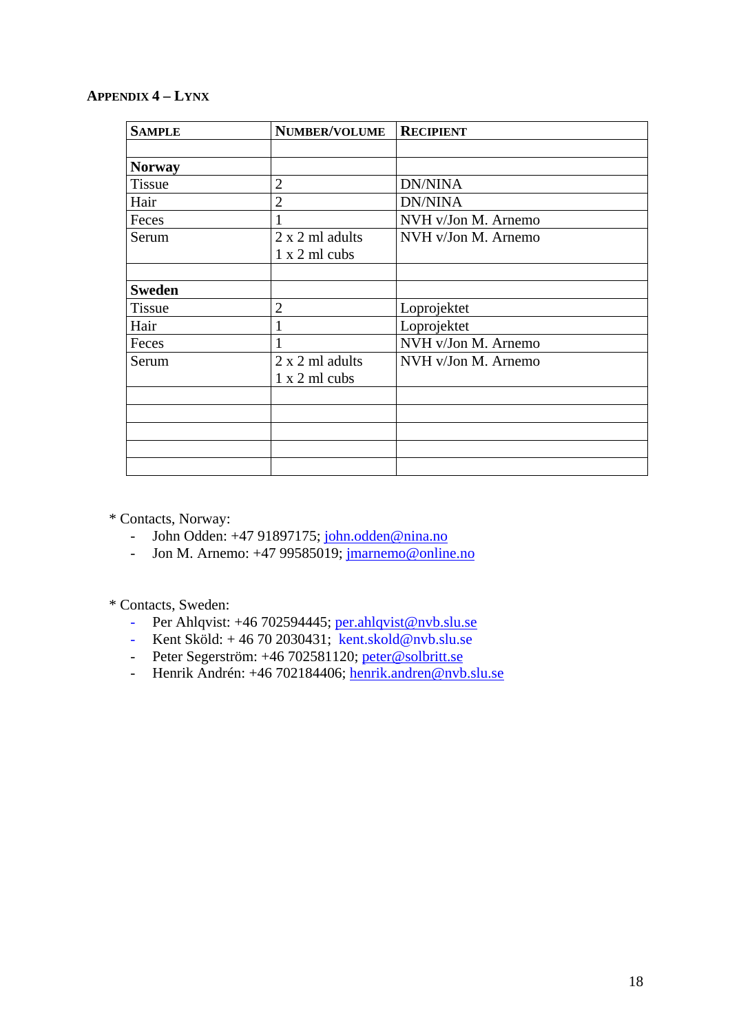### Appendix 4 – Lynx

| Sample | Number/volume | Recipient |
|---|---|---|
| | | |
| **Norway** | | |
| Tissue | 2 | DN/NINA |
| Hair | 2 | DN/NINA |
| Feces | 1 | NVH v/Jon M. Arnemo |
| Serum | 2 x 2 ml adults<br>1 x 2 ml cubs | NVH v/Jon M. Arnemo |
| | | |
| **Sweden** | | |
| Tissue | 2 | Loprojektet |
| Hair | 1 | Loprojektet |
| Feces | 1 | NVH v/Jon M. Arnemo |
| Serum | 2 x 2 ml adults<br>1 x 2 ml cubs | NVH v/Jon M. Arnemo |
| | | |
| | | |
| | | |
| | | |
| | | |

\* Contacts, Norway:

- John Odden: +47 91897175; john.odden@nina.no
- Jon M. Arnemo: +47 99585019; jmarnemo@online.no

\* Contacts, Sweden:

- Per Ahlqvist: +46 702594445; per.ahlqvist@nvb.slu.se
- Kent Sköld: + 46 70 2030431; kent.skold@nvb.slu.se
- Peter Segerström: +46 702581120; peter@solbritt.se
- Henrik Andrén: +46 702184406; henrik.andren@nvb.slu.se